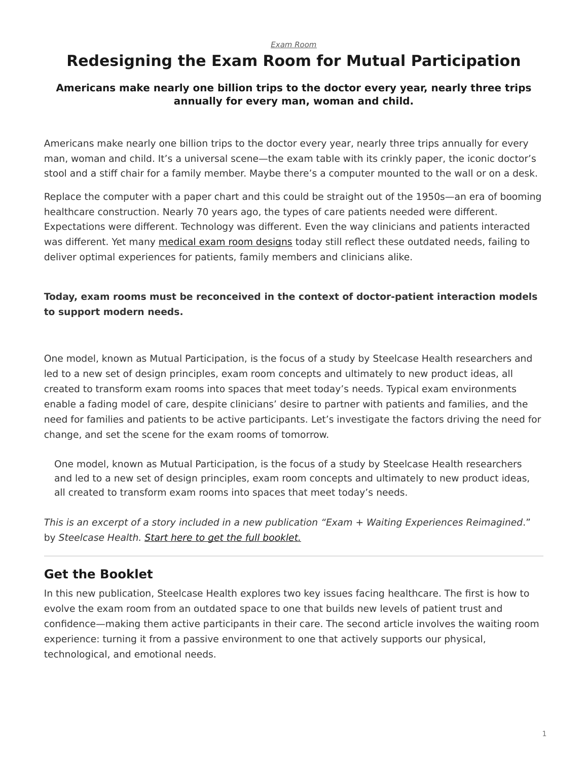*Exam Room*

# Redesigning the Exam Room for Mutual Participation

**Americans make nearly one billion trips to the doctor every year, nearly three trips annually for every man, woman and child.**

Americans make nearly one billion trips to the doctor every year, nearly three trips annually for every man, woman and child. It's a universal scene—the exam table with its crinkly paper, the iconic doctor's stool and a stiff chair for a family member. Maybe there's a computer mounted to the wall or on a desk.

Replace the computer with a paper chart and this could be straight out of the 1950s—an era of booming healthcare construction. Nearly 70 years ago, the types of care patients needed were different. Expectations were different. Technology was different. Even the way clinicians and patients interacted was different. Yet many medical exam room designs today still reflect these outdated needs, failing to deliver optimal experiences for patients, family members and clinicians alike.

**Today, exam rooms must be reconceived in the context of doctor-patient interaction models to support modern needs.**

One model, known as Mutual Participation, is the focus of a study by Steelcase Health researchers and led to a new set of design principles, exam room concepts and ultimately to new product ideas, all created to transform exam rooms into spaces that meet today's needs. Typical exam environments enable a fading model of care, despite clinicians' desire to partner with patients and families, and the need for families and patients to be active participants. Let's investigate the factors driving the need for change, and set the scene for the exam rooms of tomorrow.

> One model, known as Mutual Participation, is the focus of a study by Steelcase Health researchers and led to a new set of design principles, exam room concepts and ultimately to new product ideas, all created to transform exam rooms into spaces that meet today's needs.

*This is an excerpt of a story included in a new publication "Exam + Waiting Experiences Reimagined*." by *Steelcase Health.* *Start here to get the full booklet.*

---

## Get the Booklet

In this new publication, Steelcase Health explores two key issues facing healthcare. The first is how to evolve the exam room from an outdated space to one that builds new levels of patient trust and confidence—making them active participants in their care. The second article involves the waiting room experience: turning it from a passive environment to one that actively supports our physical, technological, and emotional needs.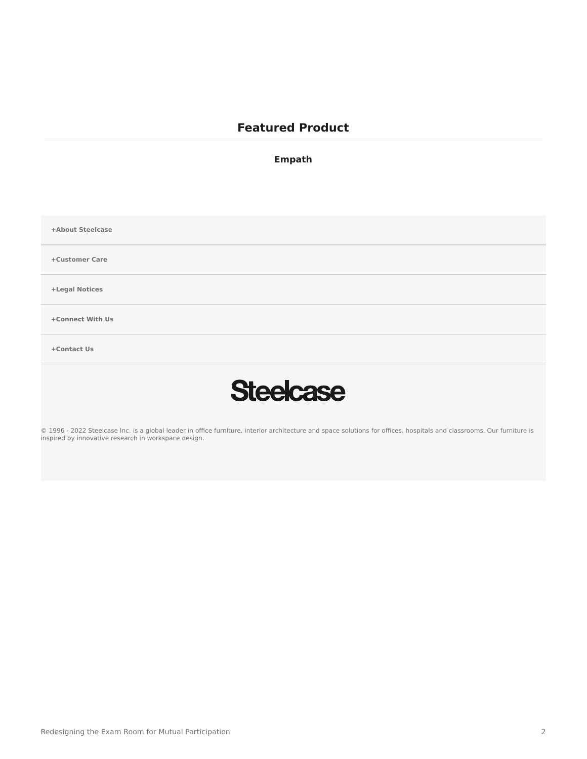## Featured Product

**Empath**

**+About Steelcase**

**+Customer Care**

**+Legal Notices**

**+Connect With Us**

**+Contact Us**

Steelcase

© 1996 - 2022 Steelcase Inc. is a global leader in office furniture, interior architecture and space solutions for offices, hospitals and classrooms. Our furniture is inspired by innovative research in workspace design.